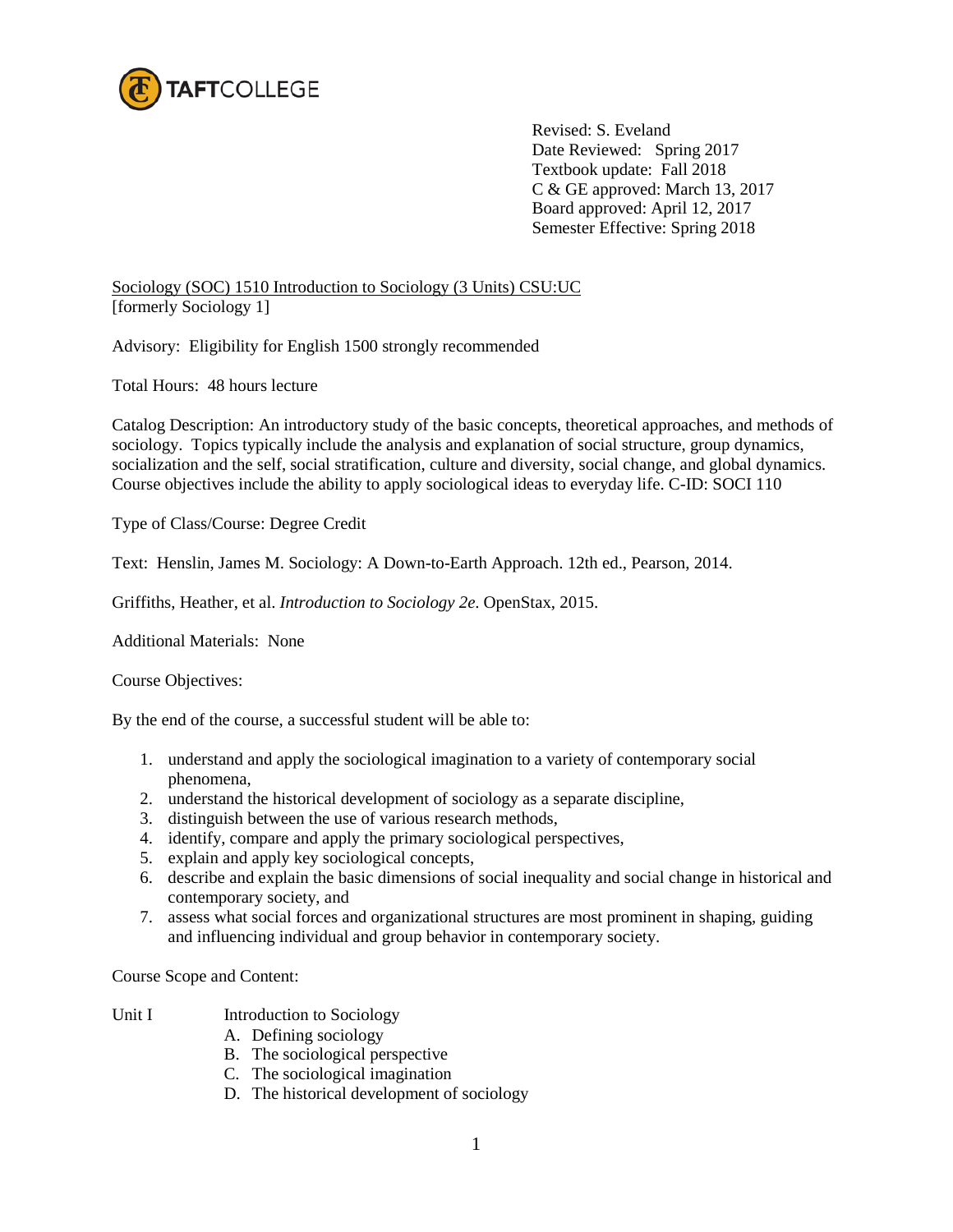TAFTCOLLEGE

Revised: S. Eveland
Date Reviewed: Spring 2017
Textbook update: Fall 2018
C & GE approved: March 13, 2017
Board approved: April 12, 2017
Semester Effective: Spring 2018

Sociology (SOC) 1510 Introduction to Sociology (3 Units) CSU:UC
[formerly Sociology 1]

Advisory: Eligibility for English 1500 strongly recommended

Total Hours: 48 hours lecture

Catalog Description: An introductory study of the basic concepts, theoretical approaches, and methods of sociology. Topics typically include the analysis and explanation of social structure, group dynamics, socialization and the self, social stratification, culture and diversity, social change, and global dynamics. Course objectives include the ability to apply sociological ideas to everyday life. C-ID: SOCI 110

Type of Class/Course: Degree Credit

Text: Henslin, James M. Sociology: A Down-to-Earth Approach. 12th ed., Pearson, 2014.

Griffiths, Heather, et al. *Introduction to Sociology 2e*. OpenStax, 2015.

Additional Materials: None

Course Objectives:

By the end of the course, a successful student will be able to:

1. understand and apply the sociological imagination to a variety of contemporary social phenomena,
2. understand the historical development of sociology as a separate discipline,
3. distinguish between the use of various research methods,
4. identify, compare and apply the primary sociological perspectives,
5. explain and apply key sociological concepts,
6. describe and explain the basic dimensions of social inequality and social change in historical and contemporary society, and
7. assess what social forces and organizational structures are most prominent in shaping, guiding and influencing individual and group behavior in contemporary society.

Course Scope and Content:

Unit I Introduction to Sociology
- A. Defining sociology
- B. The sociological perspective
- C. The sociological imagination
- D. The historical development of sociology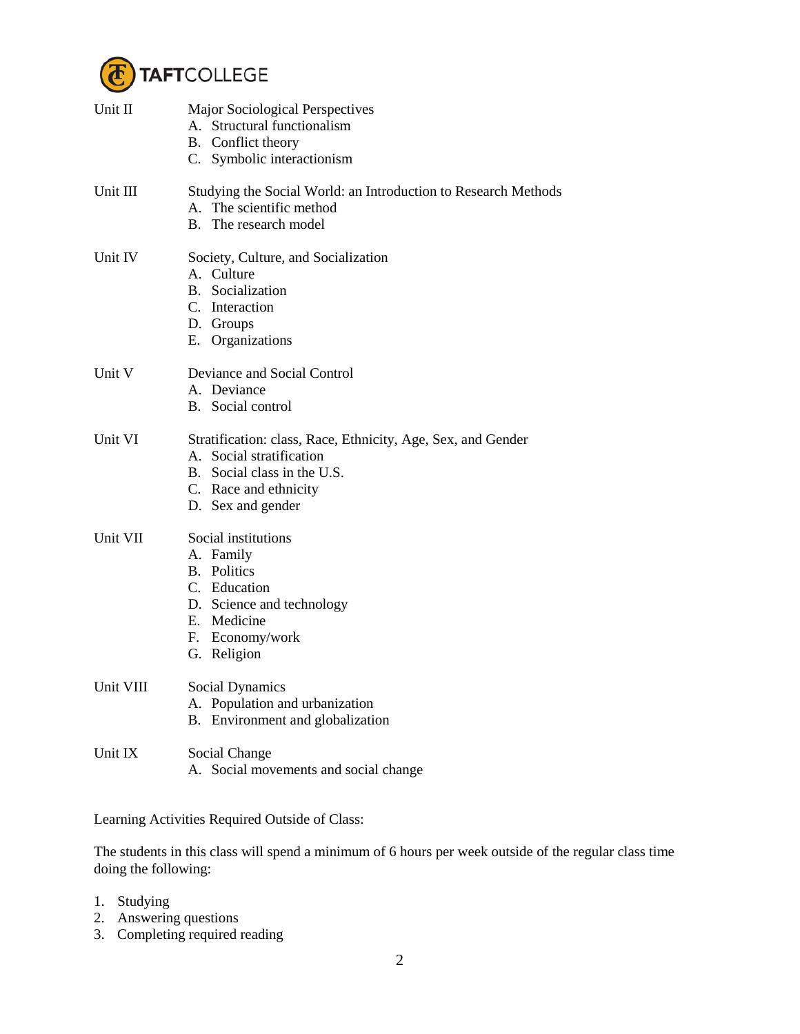Unit II Major Sociological Perspectives

A. Structural functionalism
B. Conflict theory
C. Symbolic interactionism

Unit III Studying the Social World: an Introduction to Research Methods

A. The scientific method
B. The research model

Unit IV Society, Culture, and Socialization

A. Culture
B. Socialization
C. Interaction
D. Groups
E. Organizations

Unit V Deviance and Social Control

A. Deviance
B. Social control

Unit VI Stratification: class, Race, Ethnicity, Age, Sex, and Gender

A. Social stratification
B. Social class in the U.S.
C. Race and ethnicity
D. Sex and gender

Unit VII Social institutions

A. Family
B. Politics
C. Education
D. Science and technology
E. Medicine
F. Economy/work
G. Religion

Unit VIII Social Dynamics

A. Population and urbanization
B. Environment and globalization

Unit IX Social Change

A. Social movements and social change

Learning Activities Required Outside of Class:

The students in this class will spend a minimum of 6 hours per week outside of the regular class time doing the following:

1. Studying
2. Answering questions
3. Completing required reading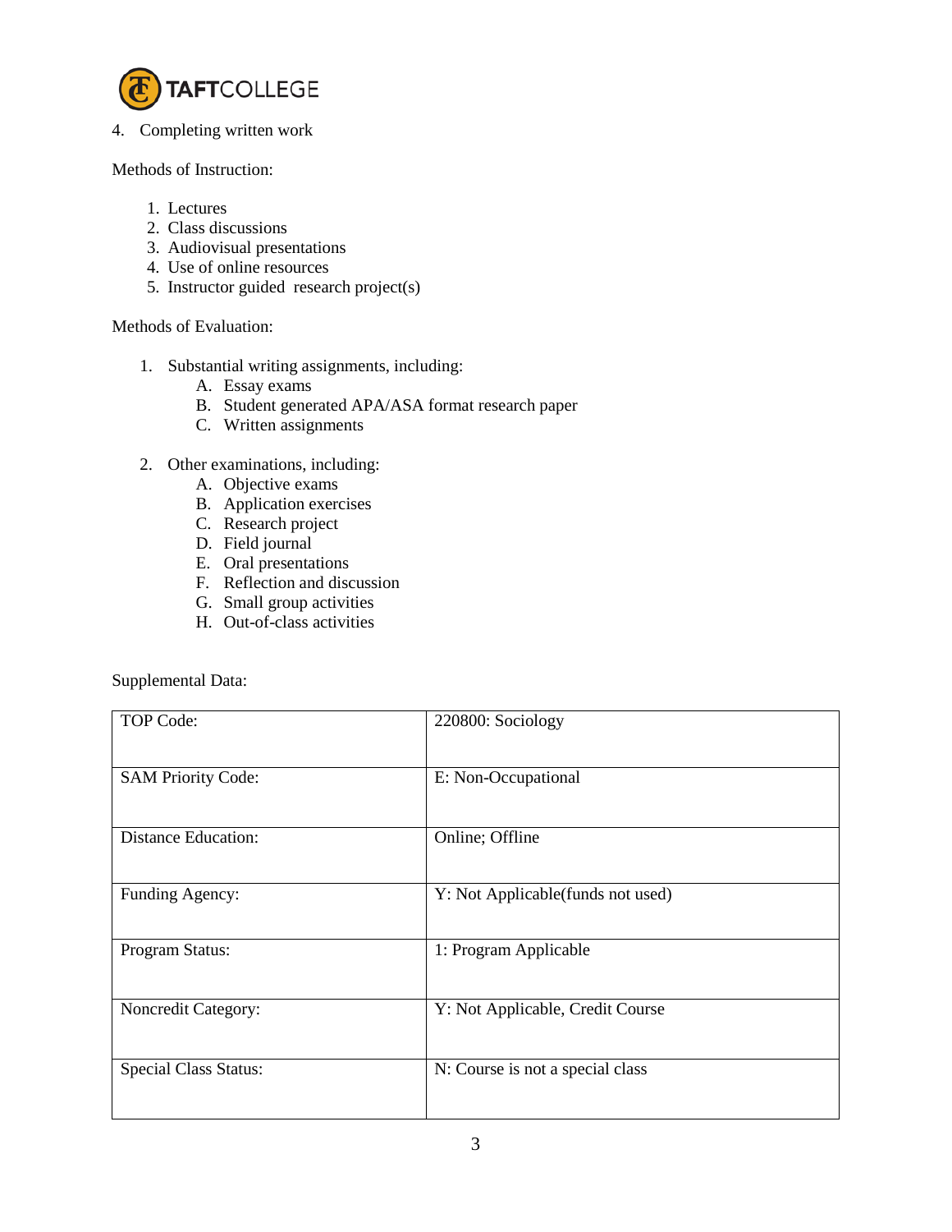4. Completing written work

Methods of Instruction:

1. Lectures
2. Class discussions
3. Audiovisual presentations
4. Use of online resources
5. Instructor guided research project(s)

Methods of Evaluation:

1. Substantial writing assignments, including:
   A. Essay exams
   B. Student generated APA/ASA format research paper
   C. Written assignments

2. Other examinations, including:
   A. Objective exams
   B. Application exercises
   C. Research project
   D. Field journal
   E. Oral presentations
   F. Reflection and discussion
   G. Small group activities
   H. Out-of-class activities

Supplemental Data:

| | |
|---|---|
| TOP Code: | 220800: Sociology |
| SAM Priority Code: | E: Non-Occupational |
| Distance Education: | Online; Offline |
| Funding Agency: | Y: Not Applicable(funds not used) |
| Program Status: | 1: Program Applicable |
| Noncredit Category: | Y: Not Applicable, Credit Course |
| Special Class Status: | N: Course is not a special class |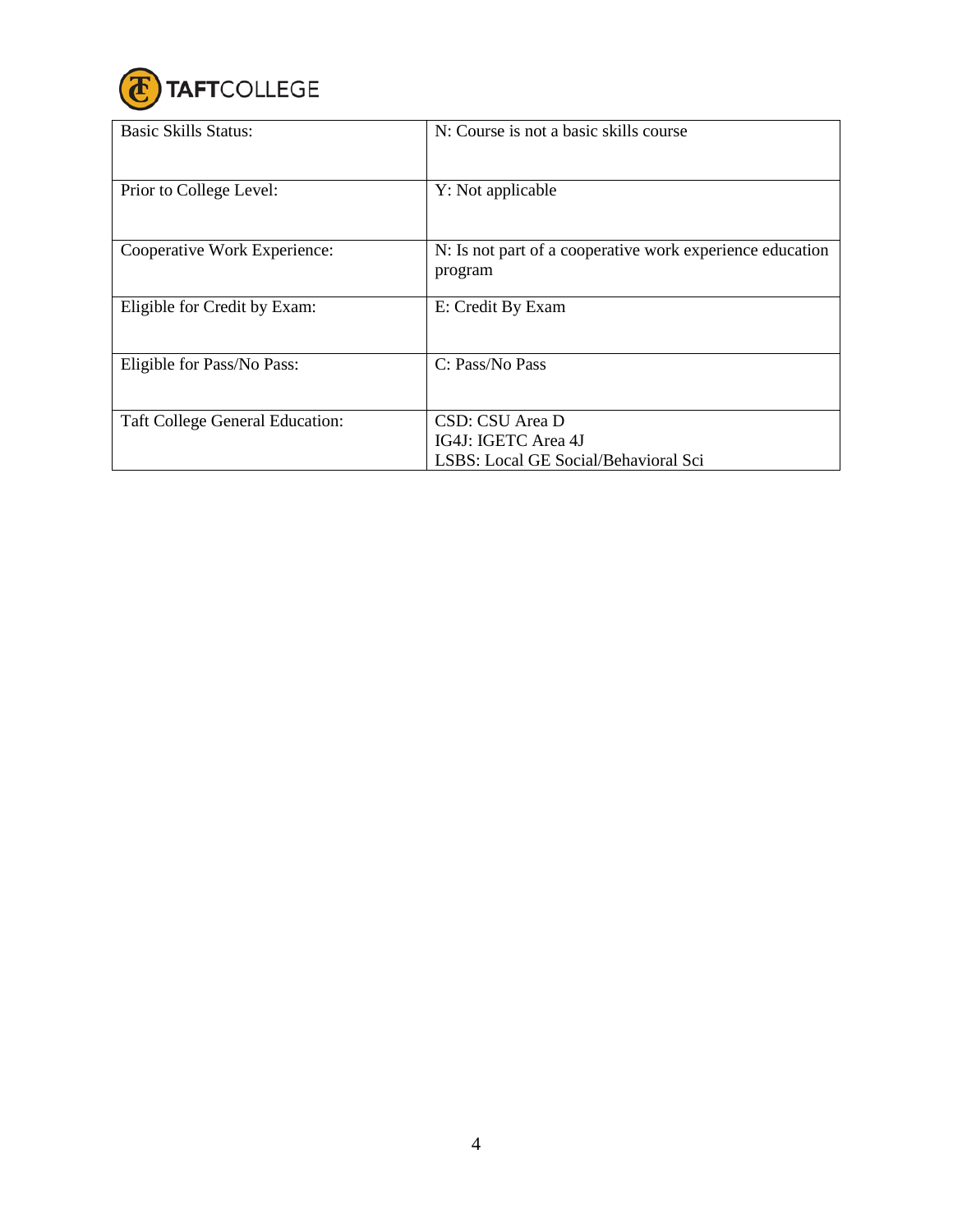| | |
|---|---|
| Basic Skills Status: | N: Course is not a basic skills course |
| Prior to College Level: | Y: Not applicable |
| Cooperative Work Experience: | N: Is not part of a cooperative work experience education program |
| Eligible for Credit by Exam: | E: Credit By Exam |
| Eligible for Pass/No Pass: | C: Pass/No Pass |
| Taft College General Education: | CSD: CSU Area D<br>IG4J: IGETC Area 4J<br>LSBS: Local GE Social/Behavioral Sci |